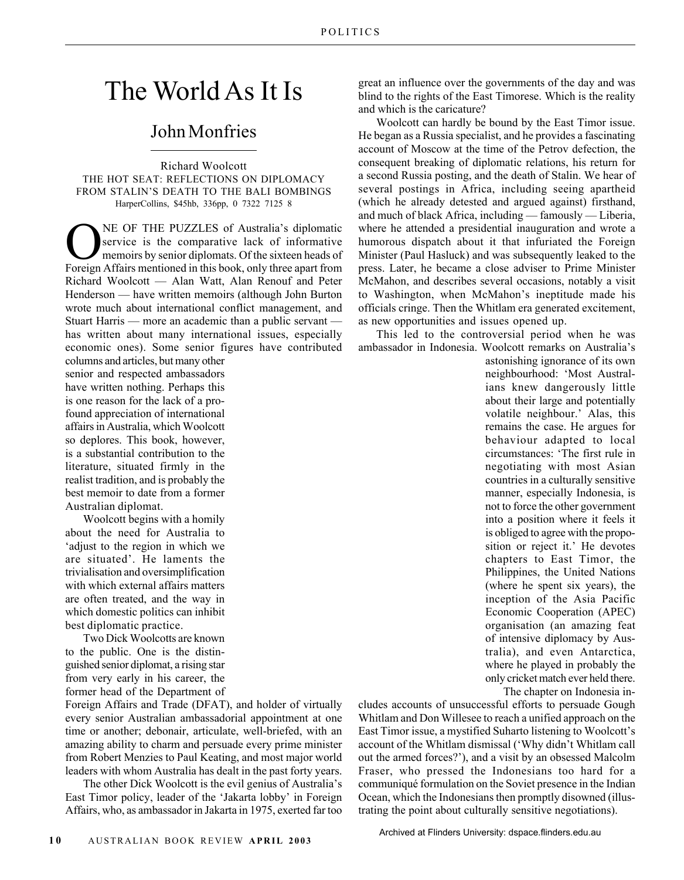# The World As It Is

## John Monfries

Richard Woolcott
THE HOT SEAT: REFLECTIONS ON DIPLOMACY FROM STALIN'S DEATH TO THE BALI BOMBINGS
HarperCollins, $45hb, 336pp, 0 7322 7125 8

ONE OF THE PUZZLES of Australia's diplomatic service is the comparative lack of informative memoirs by senior diplomats. Of the sixteen heads of Foreign Affairs mentioned in this book, only three apart from Richard Woolcott — Alan Watt, Alan Renouf and Peter Henderson — have written memoirs (although John Burton wrote much about international conflict management, and Stuart Harris — more an academic than a public servant — has written about many international issues, especially economic ones). Some senior figures have contributed columns and articles, but many other senior and respected ambassadors have written nothing. Perhaps this is one reason for the lack of a profound appreciation of international affairs in Australia, which Woolcott so deplores. This book, however, is a substantial contribution to the literature, situated firmly in the realist tradition, and is probably the best memoir to date from a former Australian diplomat.

Woolcott begins with a homily about the need for Australia to 'adjust to the region in which we are situated'. He laments the trivialisation and oversimplification with which external affairs matters are often treated, and the way in which domestic politics can inhibit best diplomatic practice.

Two Dick Woolcotts are known to the public. One is the distinguished senior diplomat, a rising star from very early in his career, the former head of the Department of Foreign Affairs and Trade (DFAT), and holder of virtually every senior Australian ambassadorial appointment at one time or another; debonair, articulate, well-briefed, with an amazing ability to charm and persuade every prime minister from Robert Menzies to Paul Keating, and most major world leaders with whom Australia has dealt in the past forty years.

The other Dick Woolcott is the evil genius of Australia's East Timor policy, leader of the 'Jakarta lobby' in Foreign Affairs, who, as ambassador in Jakarta in 1975, exerted far too great an influence over the governments of the day and was blind to the rights of the East Timorese. Which is the reality and which is the caricature?

Woolcott can hardly be bound by the East Timor issue. He began as a Russia specialist, and he provides a fascinating account of Moscow at the time of the Petrov defection, the consequent breaking of diplomatic relations, his return for a second Russia posting, and the death of Stalin. We hear of several postings in Africa, including seeing apartheid (which he already detested and argued against) firsthand, and much of black Africa, including — famously — Liberia, where he attended a presidential inauguration and wrote a humorous dispatch about it that infuriated the Foreign Minister (Paul Hasluck) and was subsequently leaked to the press. Later, he became a close adviser to Prime Minister McMahon, and describes several occasions, notably a visit to Washington, when McMahon's ineptitude made his officials cringe. Then the Whitlam era generated excitement, as new opportunities and issues opened up.

This led to the controversial period when he was ambassador in Indonesia. Woolcott remarks on Australia's astonishing ignorance of its own neighbourhood: 'Most Australians knew dangerously little about their large and potentially volatile neighbour.' Alas, this remains the case. He argues for behaviour adapted to local circumstances: 'The first rule in negotiating with most Asian countries in a culturally sensitive manner, especially Indonesia, is not to force the other government into a position where it feels it is obliged to agree with the proposition or reject it.' He devotes chapters to East Timor, the Philippines, the United Nations (where he spent six years), the inception of the Asia Pacific Economic Cooperation (APEC) organisation (an amazing feat of intensive diplomacy by Australia), and even Antarctica, where he played in probably the only cricket match ever held there.

The chapter on Indonesia includes accounts of unsuccessful efforts to persuade Gough Whitlam and Don Willesee to reach a unified approach on the East Timor issue, a mystified Suharto listening to Woolcott's account of the Whitlam dismissal ('Why didn't Whitlam call out the armed forces?'), and a visit by an obsessed Malcolm Fraser, who pressed the Indonesians too hard for a communiqué formulation on the Soviet presence in the Indian Ocean, which the Indonesians then promptly disowned (illustrating the point about culturally sensitive negotiations).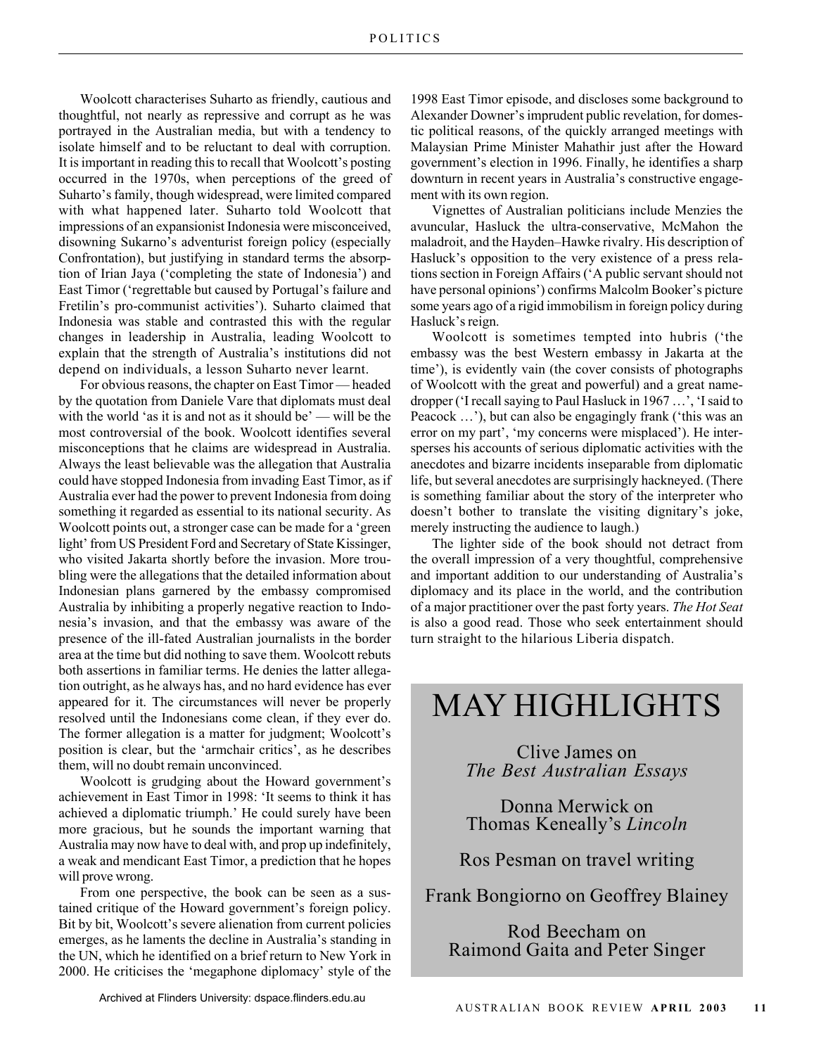Woolcott characterises Suharto as friendly, cautious and thoughtful, not nearly as repressive and corrupt as he was portrayed in the Australian media, but with a tendency to isolate himself and to be reluctant to deal with corruption. It is important in reading this to recall that Woolcott's posting occurred in the 1970s, when perceptions of the greed of Suharto's family, though widespread, were limited compared with what happened later. Suharto told Woolcott that impressions of an expansionist Indonesia were misconceived, disowning Sukarno's adventurist foreign policy (especially Confrontation), but justifying in standard terms the absorption of Irian Jaya ('completing the state of Indonesia') and East Timor ('regrettable but caused by Portugal's failure and Fretilin's pro-communist activities'). Suharto claimed that Indonesia was stable and contrasted this with the regular changes in leadership in Australia, leading Woolcott to explain that the strength of Australia's institutions did not depend on individuals, a lesson Suharto never learnt.

For obvious reasons, the chapter on East Timor — headed by the quotation from Daniele Vare that diplomats must deal with the world 'as it is and not as it should be' — will be the most controversial of the book. Woolcott identifies several misconceptions that he claims are widespread in Australia. Always the least believable was the allegation that Australia could have stopped Indonesia from invading East Timor, as if Australia ever had the power to prevent Indonesia from doing something it regarded as essential to its national security. As Woolcott points out, a stronger case can be made for a 'green light' from US President Ford and Secretary of State Kissinger, who visited Jakarta shortly before the invasion. More troubling were the allegations that the detailed information about Indonesian plans garnered by the embassy compromised Australia by inhibiting a properly negative reaction to Indonesia's invasion, and that the embassy was aware of the presence of the ill-fated Australian journalists in the border area at the time but did nothing to save them. Woolcott rebuts both assertions in familiar terms. He denies the latter allegation outright, as he always has, and no hard evidence has ever appeared for it. The circumstances will never be properly resolved until the Indonesians come clean, if they ever do. The former allegation is a matter for judgment; Woolcott's position is clear, but the 'armchair critics', as he describes them, will no doubt remain unconvinced.

Woolcott is grudging about the Howard government's achievement in East Timor in 1998: 'It seems to think it has achieved a diplomatic triumph.' He could surely have been more gracious, but he sounds the important warning that Australia may now have to deal with, and prop up indefinitely, a weak and mendicant East Timor, a prediction that he hopes will prove wrong.

From one perspective, the book can be seen as a sustained critique of the Howard government's foreign policy. Bit by bit, Woolcott's severe alienation from current policies emerges, as he laments the decline in Australia's standing in the UN, which he identified on a brief return to New York in 2000. He criticises the 'megaphone diplomacy' style of the 1998 East Timor episode, and discloses some background to Alexander Downer's imprudent public revelation, for domestic political reasons, of the quickly arranged meetings with Malaysian Prime Minister Mahathir just after the Howard government's election in 1996. Finally, he identifies a sharp downturn in recent years in Australia's constructive engagement with its own region.

Vignettes of Australian politicians include Menzies the avuncular, Hasluck the ultra-conservative, McMahon the maladroit, and the Hayden–Hawke rivalry. His description of Hasluck's opposition to the very existence of a press relations section in Foreign Affairs ('A public servant should not have personal opinions') confirms Malcolm Booker's picture some years ago of a rigid immobilism in foreign policy during Hasluck's reign.

Woolcott is sometimes tempted into hubris ('the embassy was the best Western embassy in Jakarta at the time'), is evidently vain (the cover consists of photographs of Woolcott with the great and powerful) and a great name-dropper ('I recall saying to Paul Hasluck in 1967 …', 'I said to Peacock …'), but can also be engagingly frank ('this was an error on my part', 'my concerns were misplaced'). He intersperses his accounts of serious diplomatic activities with the anecdotes and bizarre incidents inseparable from diplomatic life, but several anecdotes are surprisingly hackneyed. (There is something familiar about the story of the interpreter who doesn't bother to translate the visiting dignitary's joke, merely instructing the audience to laugh.)

The lighter side of the book should not detract from the overall impression of a very thoughtful, comprehensive and important addition to our understanding of Australia's diplomacy and its place in the world, and the contribution of a major practitioner over the past forty years. *The Hot Seat* is also a good read. Those who seek entertainment should turn straight to the hilarious Liberia dispatch.

## MAY HIGHLIGHTS

Clive James on *The Best Australian Essays*

Donna Merwick on Thomas Keneally's *Lincoln*

Ros Pesman on travel writing

Frank Bongiorno on Geoffrey Blainey

Rod Beecham on Raimond Gaita and Peter Singer

Archived at Flinders University: dspace.flinders.edu.au